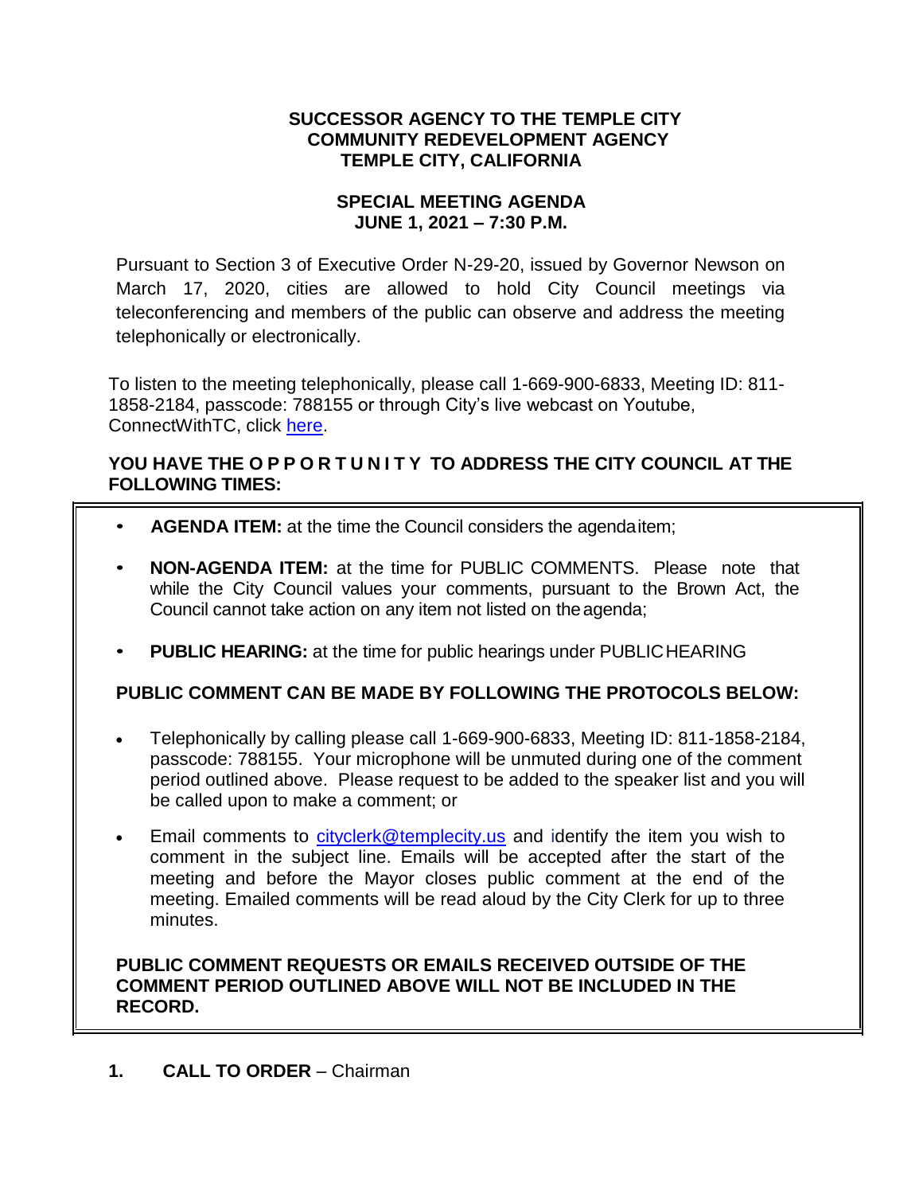**SUCCESSOR AGENCY TO THE TEMPLE CITY COMMUNITY REDEVELOPMENT AGENCY TEMPLE CITY, CALIFORNIA**

**SPECIAL MEETING AGENDA**
**JUNE 1, 2021 – 7:30 P.M.**

Pursuant to Section 3 of Executive Order N-29-20, issued by Governor Newson on March 17, 2020, cities are allowed to hold City Council meetings via teleconferencing and members of the public can observe and address the meeting telephonically or electronically.

To listen to the meeting telephonically, please call 1-669-900-6833, Meeting ID: 811-1858-2184, passcode: 788155 or through City's live webcast on Youtube, ConnectWithTC, click here.

**YOU HAVE THE O P P O R T U N I T Y TO ADDRESS THE CITY COUNCIL AT THE FOLLOWING TIMES:**

- **AGENDA ITEM:** at the time the Council considers the agenda item;
- **NON-AGENDA ITEM:** at the time for PUBLIC COMMENTS. Please note that while the City Council values your comments, pursuant to the Brown Act, the Council cannot take action on any item not listed on the agenda;
- **PUBLIC HEARING:** at the time for public hearings under PUBLIC HEARING

**PUBLIC COMMENT CAN BE MADE BY FOLLOWING THE PROTOCOLS BELOW:**

- Telephonically by calling please call 1-669-900-6833, Meeting ID: 811-1858-2184, passcode: 788155. Your microphone will be unmuted during one of the comment period outlined above. Please request to be added to the speaker list and you will be called upon to make a comment; or
- Email comments to cityclerk@templecity.us and identify the item you wish to comment in the subject line. Emails will be accepted after the start of the meeting and before the Mayor closes public comment at the end of the meeting. Emailed comments will be read aloud by the City Clerk for up to three minutes.

**PUBLIC COMMENT REQUESTS OR EMAILS RECEIVED OUTSIDE OF THE COMMENT PERIOD OUTLINED ABOVE WILL NOT BE INCLUDED IN THE RECORD.**

**1. CALL TO ORDER** – Chairman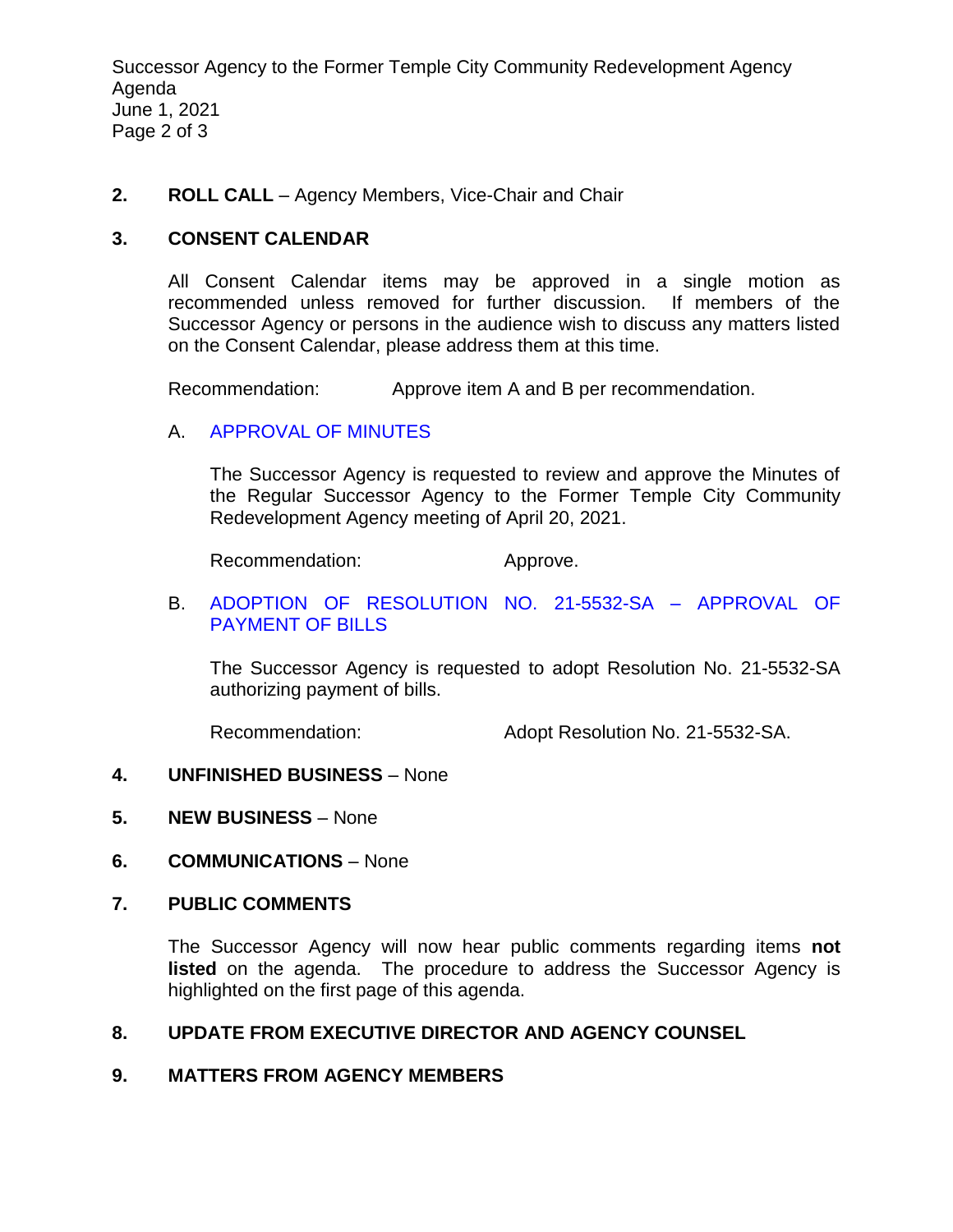**2. ROLL CALL** – Agency Members, Vice-Chair and Chair

**3. CONSENT CALENDAR**

All Consent Calendar items may be approved in a single motion as recommended unless removed for further discussion. If members of the Successor Agency or persons in the audience wish to discuss any matters listed on the Consent Calendar, please address them at this time.

Recommendation: Approve item A and B per recommendation.

A. APPROVAL OF MINUTES

The Successor Agency is requested to review and approve the Minutes of the Regular Successor Agency to the Former Temple City Community Redevelopment Agency meeting of April 20, 2021.

Recommendation: Approve.

B. ADOPTION OF RESOLUTION NO. 21-5532-SA – APPROVAL OF PAYMENT OF BILLS

The Successor Agency is requested to adopt Resolution No. 21-5532-SA authorizing payment of bills.

Recommendation: Adopt Resolution No. 21-5532-SA.

**4. UNFINISHED BUSINESS** – None

**5. NEW BUSINESS** – None

**6. COMMUNICATIONS** – None

**7. PUBLIC COMMENTS**

The Successor Agency will now hear public comments regarding items **not listed** on the agenda. The procedure to address the Successor Agency is highlighted on the first page of this agenda.

**8. UPDATE FROM EXECUTIVE DIRECTOR AND AGENCY COUNSEL**

**9. MATTERS FROM AGENCY MEMBERS**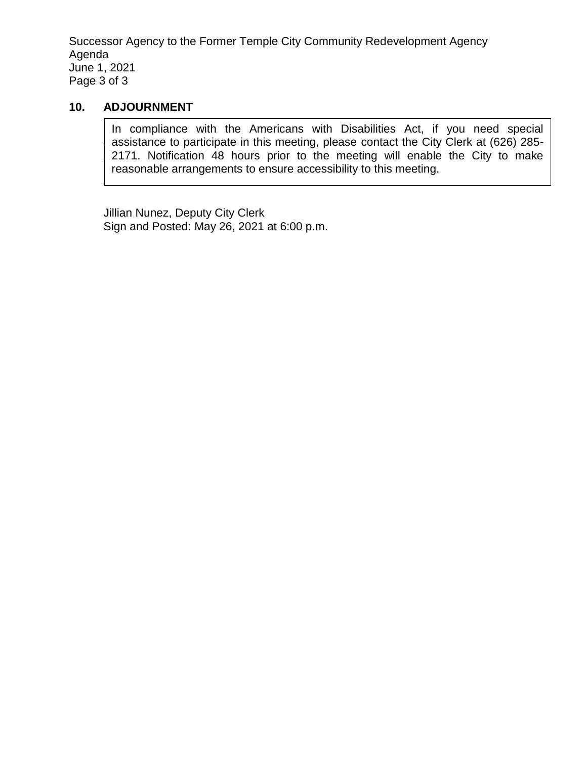## 10. ADJOURNMENT

> In compliance with the Americans with Disabilities Act, if you need special assistance to participate in this meeting, please contact the City Clerk at (626) 285-2171. Notification 48 hours prior to the meeting will enable the City to make reasonable arrangements to ensure accessibility to this meeting.

Jillian Nunez, Deputy City Clerk
Sign and Posted: May 26, 2021 at 6:00 p.m.